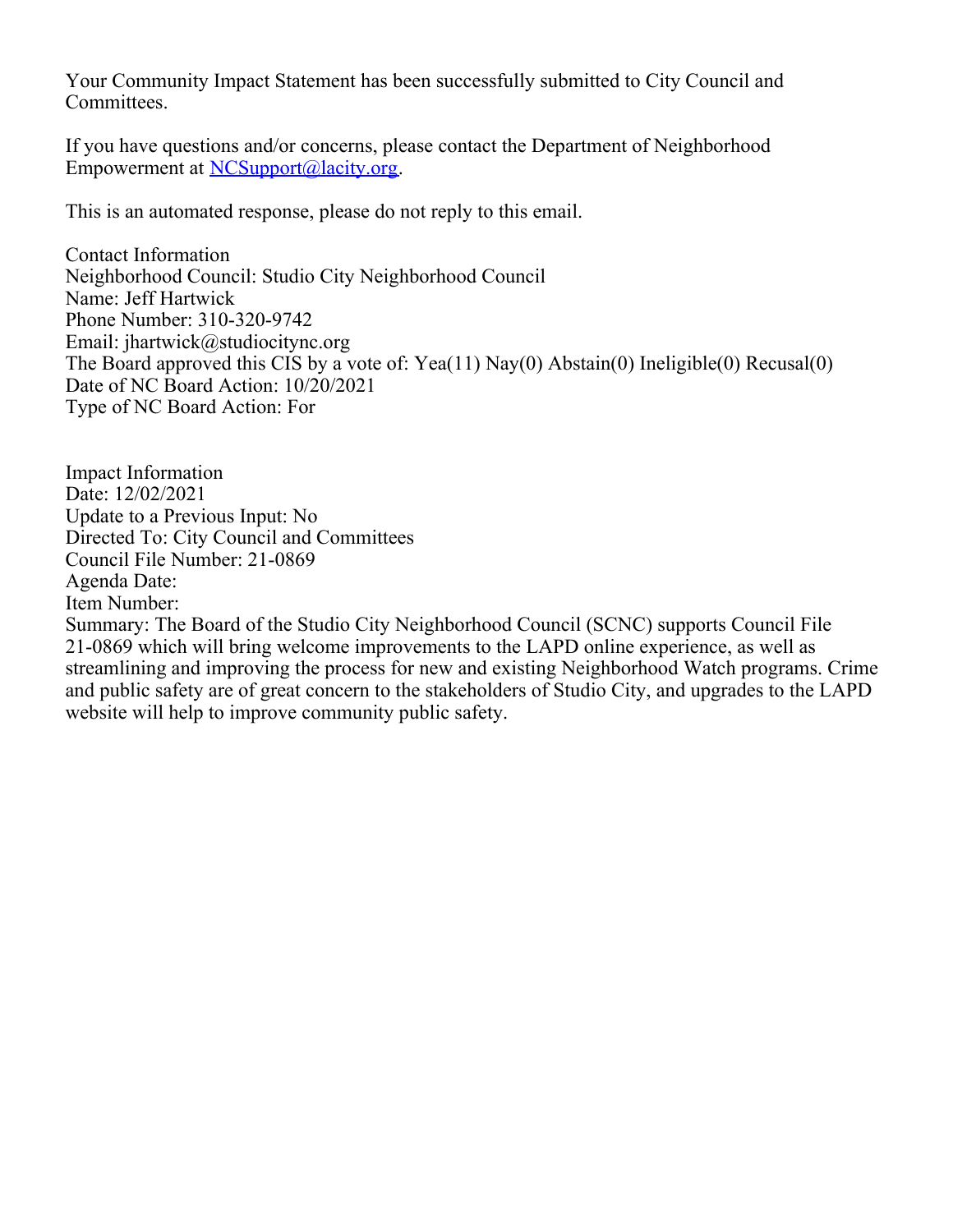Your Community Impact Statement has been successfully submitted to City Council and Committees.

If you have questions and/or concerns, please contact the Department of Neighborhood Empowerment at NCSupport@lacity.org.

This is an automated response, please do not reply to this email.

Contact Information
Neighborhood Council: Studio City Neighborhood Council
Name: Jeff Hartwick
Phone Number: 310-320-9742
Email: jhartwick@studiocitync.org
The Board approved this CIS by a vote of: Yea(11) Nay(0) Abstain(0) Ineligible(0) Recusal(0)
Date of NC Board Action: 10/20/2021
Type of NC Board Action: For

Impact Information
Date: 12/02/2021
Update to a Previous Input: No
Directed To: City Council and Committees
Council File Number: 21-0869
Agenda Date:
Item Number:
Summary: The Board of the Studio City Neighborhood Council (SCNC) supports Council File 21-0869 which will bring welcome improvements to the LAPD online experience, as well as streamlining and improving the process for new and existing Neighborhood Watch programs. Crime and public safety are of great concern to the stakeholders of Studio City, and upgrades to the LAPD website will help to improve community public safety.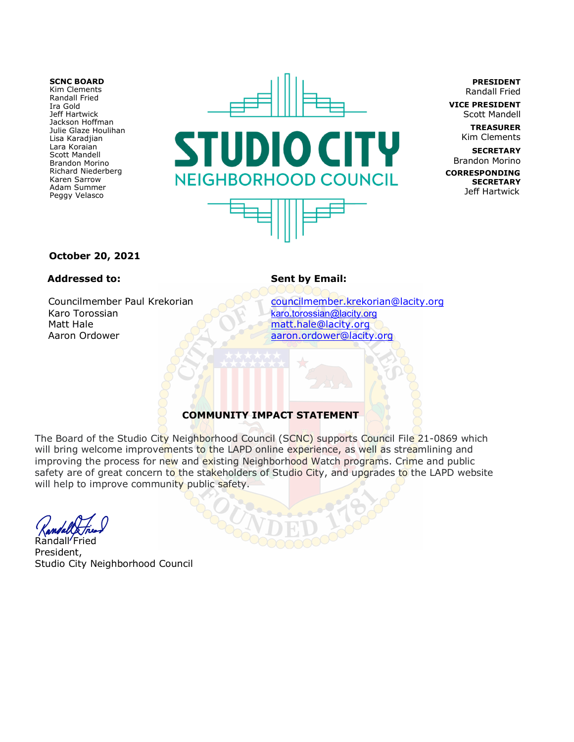**SCNC BOARD**
Kim Clements
Randall Fried
Ira Gold
Jeff Hartwick
Jackson Hoffman
Julie Glaze Houlihan
Lisa Karadjian
Lara Koraian
Scott Mandell
Brandon Morino
Richard Niederberg
Karen Sarrow
Adam Summer
Peggy Velasco

# STUDIO CITY NEIGHBORHOOD COUNCIL

**PRESIDENT**
Randall Fried

**VICE PRESIDENT**
Scott Mandell

**TREASURER**
Kim Clements

**SECRETARY**
Brandon Morino

**CORRESPONDING SECRETARY**
Jeff Hartwick

**October 20, 2021**

| Addressed to: | Sent by Email: |
| --- | --- |
| Councilmember Paul Krekorian | councilmember.krekorian@lacity.org |
| Karo Torossian | karo.torossian@lacity.org |
| Matt Hale | matt.hale@lacity.org |
| Aaron Ordower | aaron.ordower@lacity.org |

## COMMUNITY IMPACT STATEMENT

The Board of the Studio City Neighborhood Council (SCNC) supports Council File 21-0869 which will bring welcome improvements to the LAPD online experience, as well as streamlining and improving the process for new and existing Neighborhood Watch programs. Crime and public safety are of great concern to the stakeholders of Studio City, and upgrades to the LAPD website will help to improve community public safety.

Randall Fried
President,
Studio City Neighborhood Council